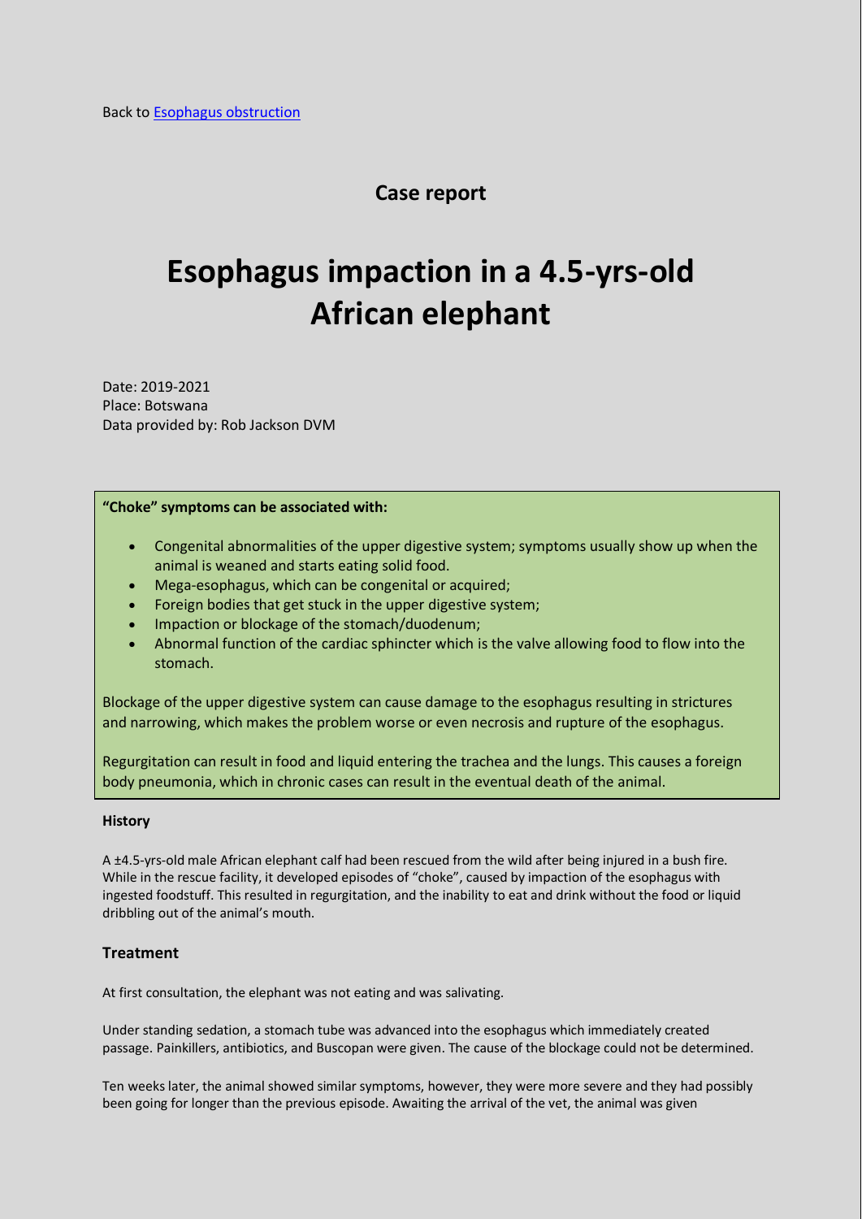Back to Esophagus obstruction

## Case report

# Esophagus impaction in a 4.5-yrs-old African elephant

Date: 2019-2021
Place: Botswana
Data provided by: Rob Jackson DVM

**"Choke" symptoms can be associated with:**

- Congenital abnormalities of the upper digestive system; symptoms usually show up when the animal is weaned and starts eating solid food.
- Mega-esophagus, which can be congenital or acquired;
- Foreign bodies that get stuck in the upper digestive system;
- Impaction or blockage of the stomach/duodenum;
- Abnormal function of the cardiac sphincter which is the valve allowing food to flow into the stomach.

Blockage of the upper digestive system can cause damage to the esophagus resulting in strictures and narrowing, which makes the problem worse or even necrosis and rupture of the esophagus.

Regurgitation can result in food and liquid entering the trachea and the lungs. This causes a foreign body pneumonia, which in chronic cases can result in the eventual death of the animal.

**History**

A ±4.5-yrs-old male African elephant calf had been rescued from the wild after being injured in a bush fire. While in the rescue facility, it developed episodes of "choke", caused by impaction of the esophagus with ingested foodstuff. This resulted in regurgitation, and the inability to eat and drink without the food or liquid dribbling out of the animal's mouth.

### Treatment

At first consultation, the elephant was not eating and was salivating.

Under standing sedation, a stomach tube was advanced into the esophagus which immediately created passage. Painkillers, antibiotics, and Buscopan were given. The cause of the blockage could not be determined.

Ten weeks later, the animal showed similar symptoms, however, they were more severe and they had possibly been going for longer than the previous episode. Awaiting the arrival of the vet, the animal was given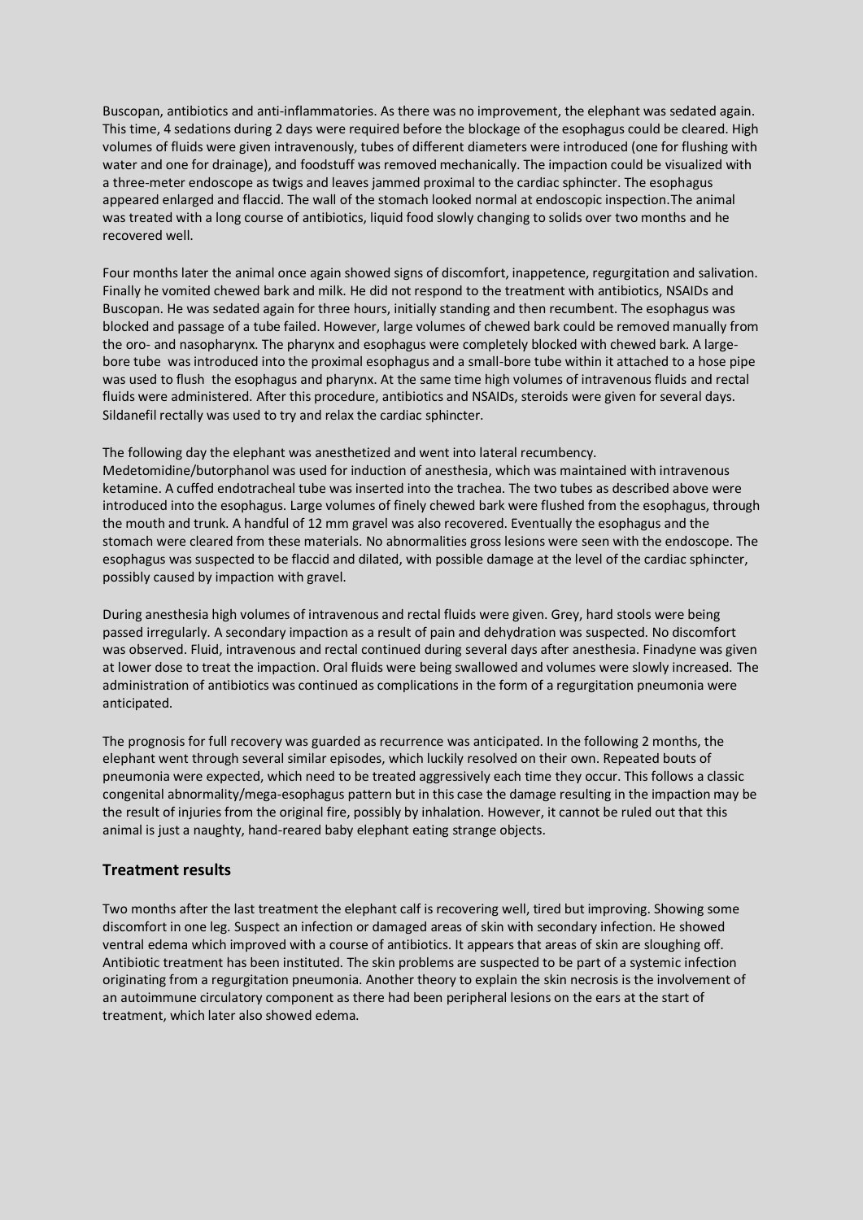Buscopan, antibiotics and anti-inflammatories. As there was no improvement, the elephant was sedated again. This time, 4 sedations during 2 days were required before the blockage of the esophagus could be cleared. High volumes of fluids were given intravenously, tubes of different diameters were introduced (one for flushing with water and one for drainage), and foodstuff was removed mechanically. The impaction could be visualized with a three-meter endoscope as twigs and leaves jammed proximal to the cardiac sphincter. The esophagus appeared enlarged and flaccid. The wall of the stomach looked normal at endoscopic inspection.The animal was treated with a long course of antibiotics, liquid food slowly changing to solids over two months and he recovered well.

Four months later the animal once again showed signs of discomfort, inappetence, regurgitation and salivation. Finally he vomited chewed bark and milk. He did not respond to the treatment with antibiotics, NSAIDs and Buscopan. He was sedated again for three hours, initially standing and then recumbent. The esophagus was blocked and passage of a tube failed. However, large volumes of chewed bark could be removed manually from the oro- and nasopharynx. The pharynx and esophagus were completely blocked with chewed bark. A large-bore tube was introduced into the proximal esophagus and a small-bore tube within it attached to a hose pipe was used to flush the esophagus and pharynx. At the same time high volumes of intravenous fluids and rectal fluids were administered. After this procedure, antibiotics and NSAIDs, steroids were given for several days. Sildanefil rectally was used to try and relax the cardiac sphincter.

The following day the elephant was anesthetized and went into lateral recumbency. Medetomidine/butorphanol was used for induction of anesthesia, which was maintained with intravenous ketamine. A cuffed endotracheal tube was inserted into the trachea. The two tubes as described above were introduced into the esophagus. Large volumes of finely chewed bark were flushed from the esophagus, through the mouth and trunk. A handful of 12 mm gravel was also recovered. Eventually the esophagus and the stomach were cleared from these materials. No abnormalities gross lesions were seen with the endoscope. The esophagus was suspected to be flaccid and dilated, with possible damage at the level of the cardiac sphincter, possibly caused by impaction with gravel.

During anesthesia high volumes of intravenous and rectal fluids were given. Grey, hard stools were being passed irregularly. A secondary impaction as a result of pain and dehydration was suspected. No discomfort was observed. Fluid, intravenous and rectal continued during several days after anesthesia. Finadyne was given at lower dose to treat the impaction. Oral fluids were being swallowed and volumes were slowly increased. The administration of antibiotics was continued as complications in the form of a regurgitation pneumonia were anticipated.

The prognosis for full recovery was guarded as recurrence was anticipated. In the following 2 months, the elephant went through several similar episodes, which luckily resolved on their own. Repeated bouts of pneumonia were expected, which need to be treated aggressively each time they occur. This follows a classic congenital abnormality/mega-esophagus pattern but in this case the damage resulting in the impaction may be the result of injuries from the original fire, possibly by inhalation. However, it cannot be ruled out that this animal is just a naughty, hand-reared baby elephant eating strange objects.

## Treatment results

Two months after the last treatment the elephant calf is recovering well, tired but improving. Showing some discomfort in one leg. Suspect an infection or damaged areas of skin with secondary infection. He showed ventral edema which improved with a course of antibiotics. It appears that areas of skin are sloughing off. Antibiotic treatment has been instituted. The skin problems are suspected to be part of a systemic infection originating from a regurgitation pneumonia. Another theory to explain the skin necrosis is the involvement of an autoimmune circulatory component as there had been peripheral lesions on the ears at the start of treatment, which later also showed edema.